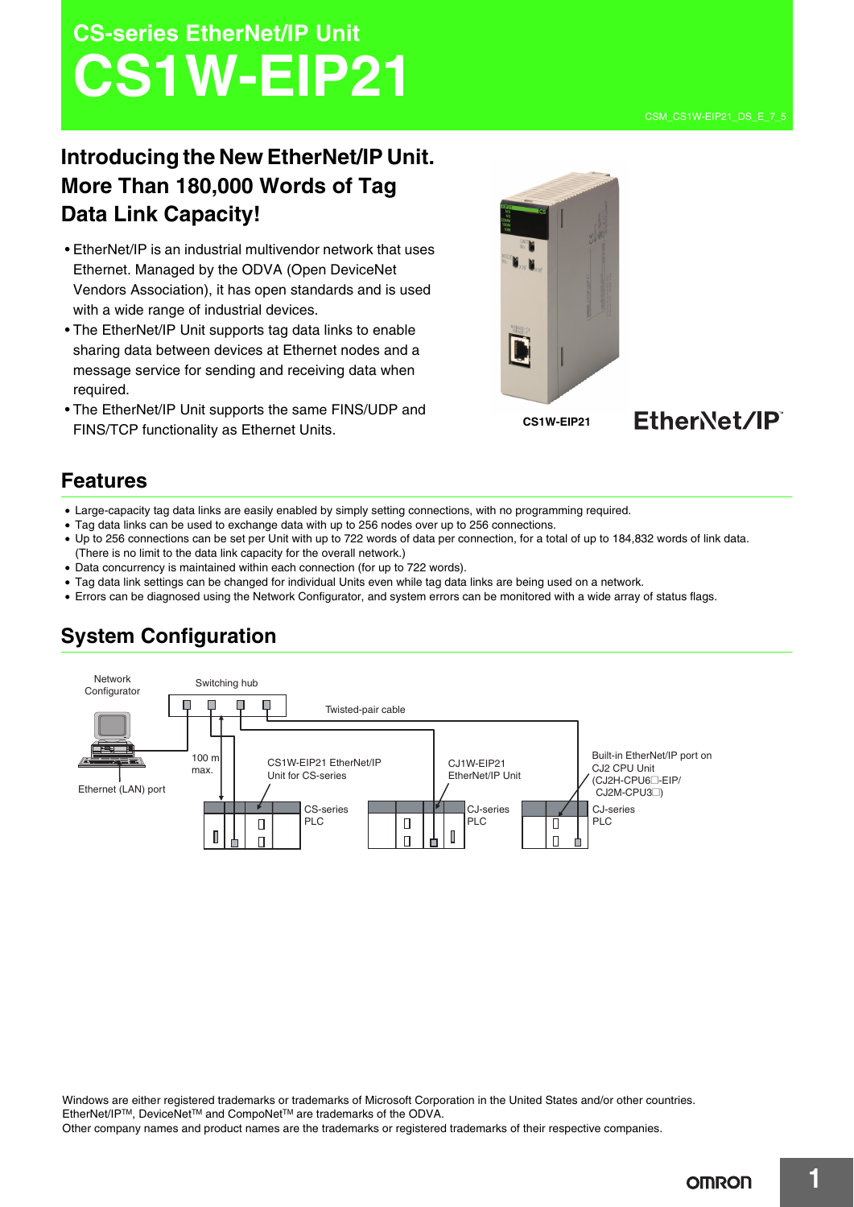# CS-series EtherNet/IP Unit

# CS1W-EIP21

## Introducing the New EtherNet/IP Unit. More Than 180,000 Words of Tag Data Link Capacity!

- EtherNet/IP is an industrial multivendor network that uses Ethernet. Managed by the ODVA (Open DeviceNet Vendors Association), it has open standards and is used with a wide range of industrial devices.
- The EtherNet/IP Unit supports tag data links to enable sharing data between devices at Ethernet nodes and a message service for sending and receiving data when required.
- The EtherNet/IP Unit supports the same FINS/UDP and FINS/TCP functionality as Ethernet Units.

CS1W-EIP21

## Features

- Large-capacity tag data links are easily enabled by simply setting connections, with no programming required.
- Tag data links can be used to exchange data with up to 256 nodes over up to 256 connections.
- Up to 256 connections can be set per Unit with up to 722 words of data per connection, for a total of up to 184,832 words of link data. (There is no limit to the data link capacity for the overall network.)
- Data concurrency is maintained within each connection (for up to 722 words).
- Tag data link settings can be changed for individual Units even while tag data links are being used on a network.
- Errors can be diagnosed using the Network Configurator, and system errors can be monitored with a wide array of status flags.

## System Configuration

Network Configurator

Switching hub

Twisted-pair cable

Ethernet (LAN) port

100 m max.

CS1W-EIP21 EtherNet/IP Unit for CS-series

CS-series PLC

CJ1W-EIP21 EtherNet/IP Unit

CJ-series PLC

Built-in EtherNet/IP port on CJ2 CPU Unit (CJ2H-CPU6□-EIP/ CJ2M-CPU3□)

CJ-series PLC

Windows are either registered trademarks or trademarks of Microsoft Corporation in the United States and/or other countries.
EtherNet/IP™, DeviceNet™ and CompoNet™ are trademarks of the ODVA.
Other company names and product names are the trademarks or registered trademarks of their respective companies.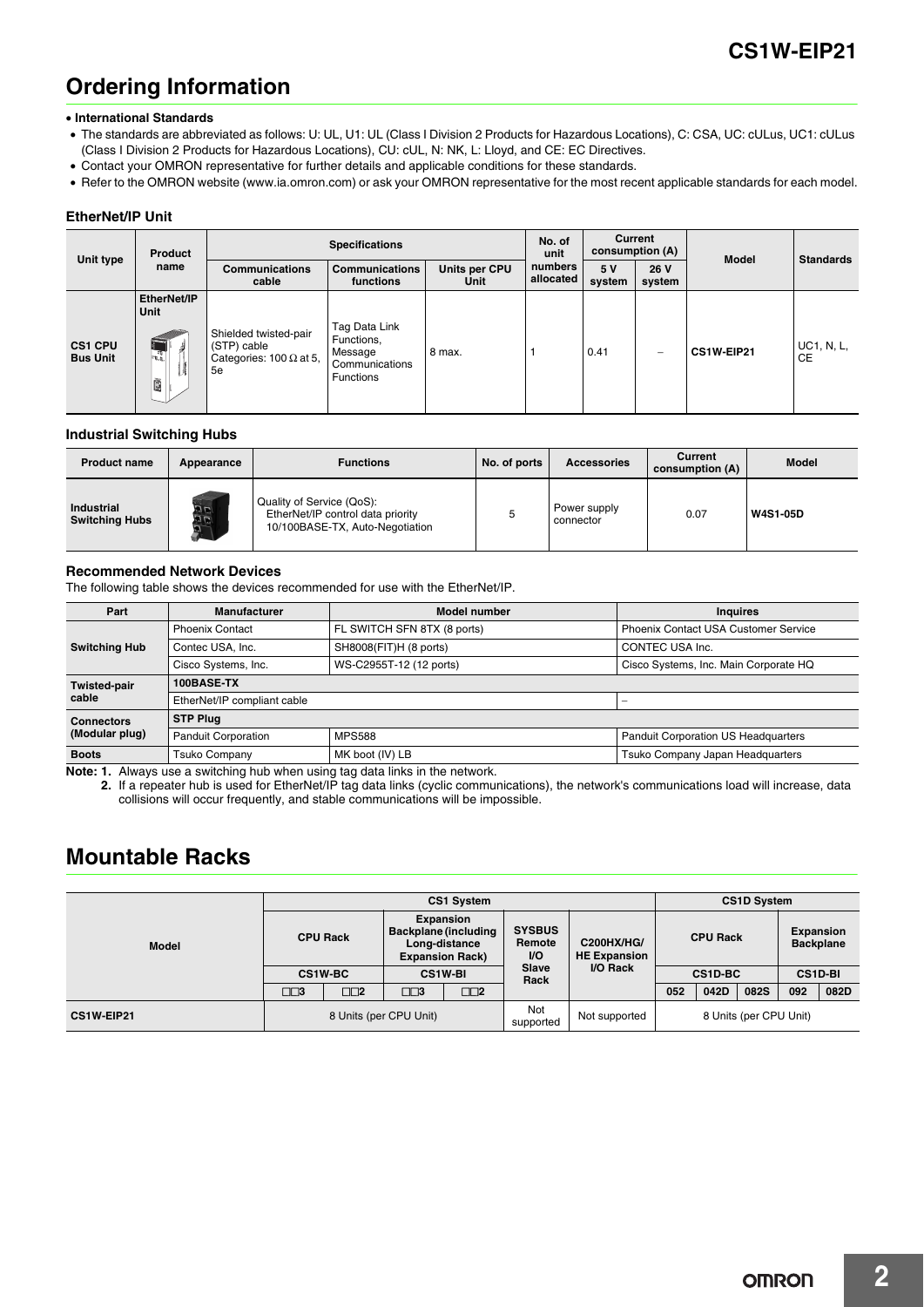## Ordering Information

- **International Standards**
- The standards are abbreviated as follows: U: UL, U1: UL (Class I Division 2 Products for Hazardous Locations), C: CSA, UC: cULus, UC1: cULus (Class I Division 2 Products for Hazardous Locations), CU: cUL, N: NK, L: Lloyd, and CE: EC Directives.
- Contact your OMRON representative for further details and applicable conditions for these standards.
- Refer to the OMRON website (www.ia.omron.com) or ask your OMRON representative for the most recent applicable standards for each model.

### EtherNet/IP Unit

| Unit type | Product name | Specifications | | | No. of unit numbers allocated | Current consumption (A) | | Model | Standards |
|---|---|---|---|---|---|---|---|---|---|
| | | Communications cable | Communications functions | Units per CPU Unit | | 5 V system | 26 V system | | |
| CS1 CPU Bus Unit | EtherNet/IP Unit | Shielded twisted-pair (STP) cable Categories: 100 Ω at 5, 5e | Tag Data Link Functions, Message Communications Functions | 8 max. | 1 | 0.41 | – | **CS1W-EIP21** | UC1, N, L, CE |

### Industrial Switching Hubs

| Product name | Appearance | Functions | No. of ports | Accessories | Current consumption (A) | Model |
|---|---|---|---|---|---|---|
| Industrial Switching Hubs | | Quality of Service (QoS): EtherNet/IP control data priority 10/100BASE-TX, Auto-Negotiation | 5 | Power supply connector | 0.07 | **W4S1-05D** |

### Recommended Network Devices

The following table shows the devices recommended for use with the EtherNet/IP.

| Part | Manufacturer | Model number | Inquires |
|---|---|---|---|
| Switching Hub | Phoenix Contact | FL SWITCH SFN 8TX (8 ports) | Phoenix Contact USA Customer Service |
| | Contec USA, Inc. | SH8008(FIT)H (8 ports) | CONTEC USA Inc. |
| | Cisco Systems, Inc. | WS-C2955T-12 (12 ports) | Cisco Systems, Inc. Main Corporate HQ |
| Twisted-pair cable | **100BASE-TX** | | |
| | EtherNet/IP compliant cable | | – |
| Connectors (Modular plug) | **STP Plug** | | |
| | Panduit Corporation | MPS588 | Panduit Corporation US Headquarters |
| Boots | Tsuko Company | MK boot (IV) LB | Tsuko Company Japan Headquarters |

**Note: 1.** Always use a switching hub when using tag data links in the network.

**2.** If a repeater hub is used for EtherNet/IP tag data links (cyclic communications), the network's communications load will increase, data collisions will occur frequently, and stable communications will be impossible.

## Mountable Racks

| Model | CS1 System | | | | | | CS1D System | | | | |
|---|---|---|---|---|---|---|---|---|---|---|---|
| | CPU Rack | | Expansion Backplane (including Long-distance Expansion Rack) | | SYSBUS Remote I/O Slave Rack | C200HX/HG/ HE Expansion I/O Rack | CPU Rack | | | Expansion Backplane | |
| | CS1W-BC | | CS1W-BI | | | | CS1D-BC | | | CS1D-BI | |
| | □□3 | □□2 | □□3 | □□2 | | | 052 | 042D | 082S | 092 | 082D |
| **CS1W-EIP21** | 8 Units (per CPU Unit) | | | | Not supported | Not supported | 8 Units (per CPU Unit) | | | | |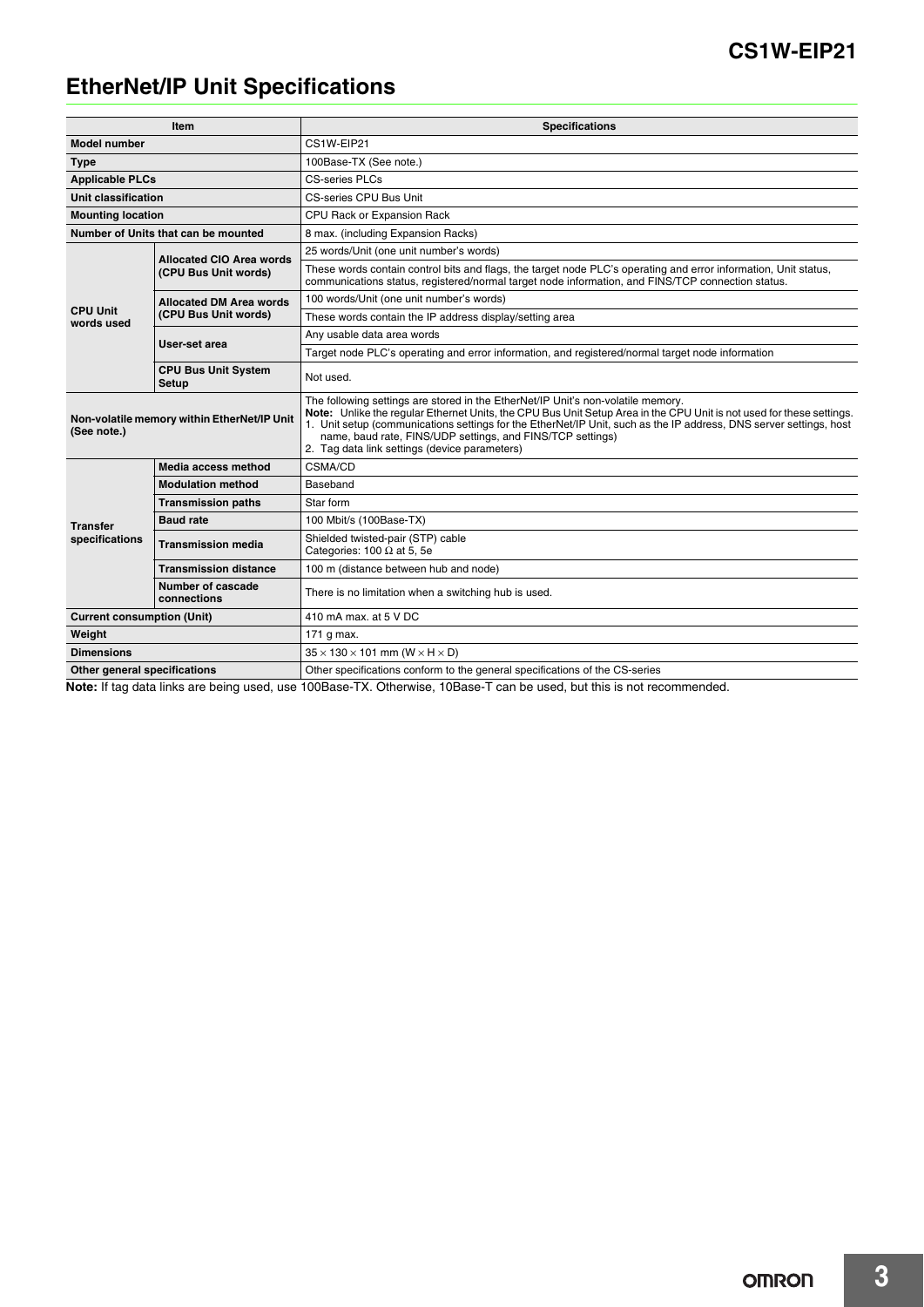## EtherNet/IP Unit Specifications

| Item | | Specifications |
|---|---|---|
| **Model number** | | CS1W-EIP21 |
| **Type** | | 100Base-TX (See note.) |
| **Applicable PLCs** | | CS-series PLCs |
| **Unit classification** | | CS-series CPU Bus Unit |
| **Mounting location** | | CPU Rack or Expansion Rack |
| **Number of Units that can be mounted** | | 8 max. (including Expansion Racks) |
| **CPU Unit words used** | **Allocated CIO Area words (CPU Bus Unit words)** | 25 words/Unit (one unit number's words) |
| | | These words contain control bits and flags, the target node PLC's operating and error information, Unit status, communications status, registered/normal target node information, and FINS/TCP connection status. |
| | **Allocated DM Area words (CPU Bus Unit words)** | 100 words/Unit (one unit number's words) |
| | | These words contain the IP address display/setting area |
| | **User-set area** | Any usable data area words |
| | | Target node PLC's operating and error information, and registered/normal target node information |
| | **CPU Bus Unit System Setup** | Not used. |
| **Non-volatile memory within EtherNet/IP Unit (See note.)** | | The following settings are stored in the EtherNet/IP Unit's non-volatile memory. **Note:** Unlike the regular Ethernet Units, the CPU Bus Unit Setup Area in the CPU Unit is not used for these settings. 1. Unit setup (communications settings for the EtherNet/IP Unit, such as the IP address, DNS server settings, host name, baud rate, FINS/UDP settings, and FINS/TCP settings) 2. Tag data link settings (device parameters) |
| **Transfer specifications** | **Media access method** | CSMA/CD |
| | **Modulation method** | Baseband |
| | **Transmission paths** | Star form |
| | **Baud rate** | 100 Mbit/s (100Base-TX) |
| | **Transmission media** | Shielded twisted-pair (STP) cable Categories: 100 Ω at 5, 5e |
| | **Transmission distance** | 100 m (distance between hub and node) |
| | **Number of cascade connections** | There is no limitation when a switching hub is used. |
| **Current consumption (Unit)** | | 410 mA max. at 5 V DC |
| **Weight** | | 171 g max. |
| **Dimensions** | | 35 × 130 × 101 mm (W × H × D) |
| **Other general specifications** | | Other specifications conform to the general specifications of the CS-series |

**Note:** If tag data links are being used, use 100Base-TX. Otherwise, 10Base-T can be used, but this is not recommended.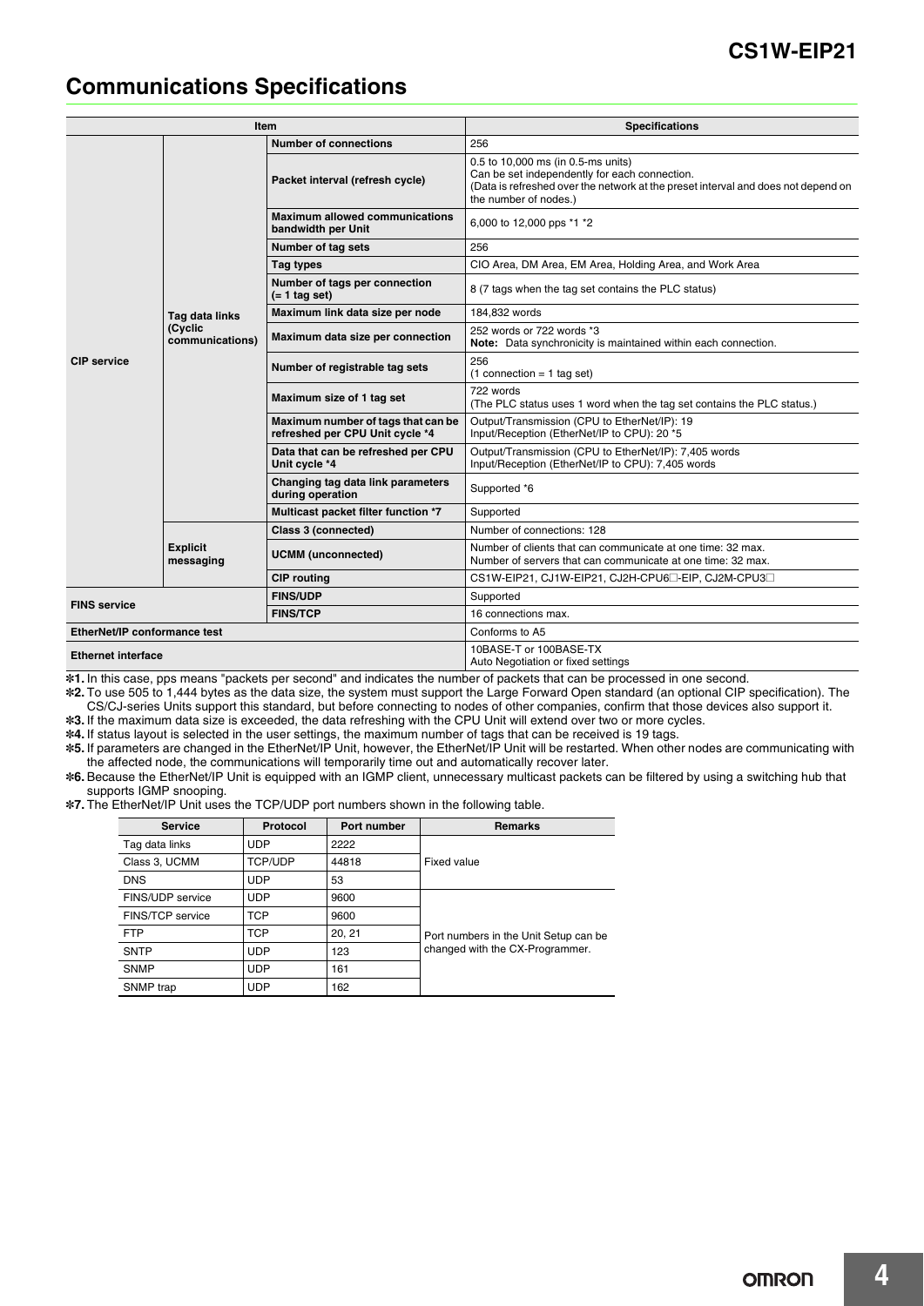# Communications Specifications

| Item | | | Specifications |
|---|---|---|---|
| CIP service | Tag data links (Cyclic communications) | Number of connections | 256 |
| | | Packet interval (refresh cycle) | 0.5 to 10,000 ms (in 0.5-ms units)<br>Can be set independently for each connection.<br>(Data is refreshed over the network at the preset interval and does not depend on the number of nodes.) |
| | | Maximum allowed communications bandwidth per Unit | 6,000 to 12,000 pps *1 *2 |
| | | Number of tag sets | 256 |
| | | Tag types | CIO Area, DM Area, EM Area, Holding Area, and Work Area |
| | | Number of tags per connection (= 1 tag set) | 8 (7 tags when the tag set contains the PLC status) |
| | | Maximum link data size per node | 184,832 words |
| | | Maximum data size per connection | 252 words or 722 words *3<br>**Note:** Data synchronicity is maintained within each connection. |
| | | Number of registrable tag sets | 256<br>(1 connection = 1 tag set) |
| | | Maximum size of 1 tag set | 722 words<br>(The PLC status uses 1 word when the tag set contains the PLC status.) |
| | | Maximum number of tags that can be refreshed per CPU Unit cycle *4 | Output/Transmission (CPU to EtherNet/IP): 19<br>Input/Reception (EtherNet/IP to CPU): 20 *5 |
| | | Data that can be refreshed per CPU Unit cycle *4 | Output/Transmission (CPU to EtherNet/IP): 7,405 words<br>Input/Reception (EtherNet/IP to CPU): 7,405 words |
| | | Changing tag data link parameters during operation | Supported *6 |
| | | Multicast packet filter function *7 | Supported |
| | Explicit messaging | Class 3 (connected) | Number of connections: 128 |
| | | UCMM (unconnected) | Number of clients that can communicate at one time: 32 max.<br>Number of servers that can communicate at one time: 32 max. |
| | | CIP routing | CS1W-EIP21, CJ1W-EIP21, CJ2H-CPU6□-EIP, CJ2M-CPU3□ |
| FINS service | | FINS/UDP | Supported |
| | | FINS/TCP | 16 connections max. |
| EtherNet/IP conformance test | | | Conforms to A5 |
| Ethernet interface | | | 10BASE-T or 100BASE-TX<br>Auto Negotiation or fixed settings |

*1. In this case, pps means "packets per second" and indicates the number of packets that can be processed in one second.
*2. To use 505 to 1,444 bytes as the data size, the system must support the Large Forward Open standard (an optional CIP specification). The CS/CJ-series Units support this standard, but before connecting to nodes of other companies, confirm that those devices also support it.
*3. If the maximum data size is exceeded, the data refreshing with the CPU Unit will extend over two or more cycles.
*4. If status layout is selected in the user settings, the maximum number of tags that can be received is 19 tags.
*5. If parameters are changed in the EtherNet/IP Unit, however, the EtherNet/IP Unit will be restarted. When other nodes are communicating with the affected node, the communications will temporarily time out and automatically recover later.
*6. Because the EtherNet/IP Unit is equipped with an IGMP client, unnecessary multicast packets can be filtered by using a switching hub that supports IGMP snooping.
*7. The EtherNet/IP Unit uses the TCP/UDP port numbers shown in the following table.

| Service | Protocol | Port number | Remarks |
|---|---|---|---|
| Tag data links | UDP | 2222 | Fixed value |
| Class 3, UCMM | TCP/UDP | 44818 | |
| DNS | UDP | 53 | |
| FINS/UDP service | UDP | 9600 | Port numbers in the Unit Setup can be changed with the CX-Programmer. |
| FINS/TCP service | TCP | 9600 | |
| FTP | TCP | 20, 21 | |
| SNTP | UDP | 123 | |
| SNMP | UDP | 161 | |
| SNMP trap | UDP | 162 | |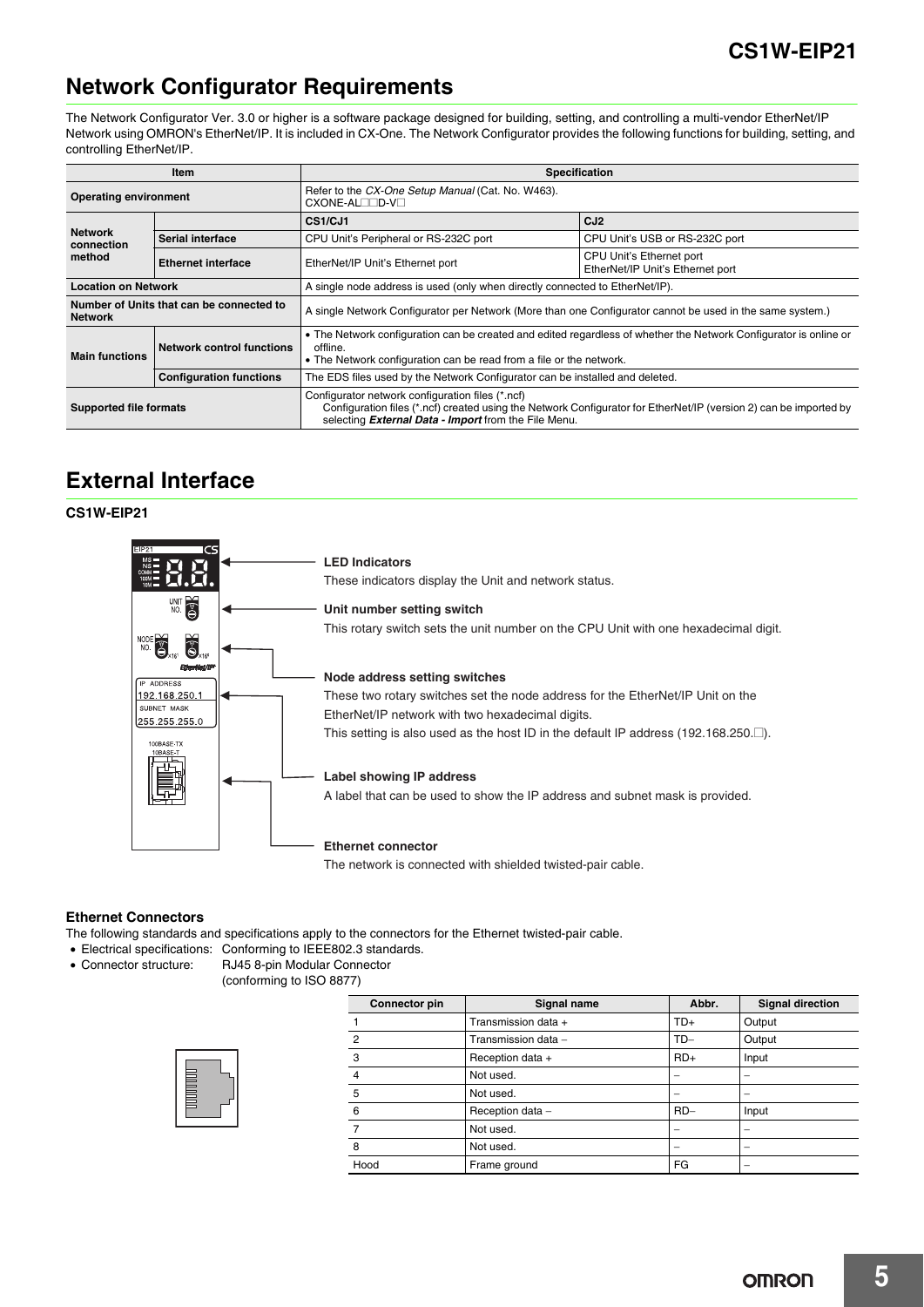## Network Configurator Requirements

The Network Configurator Ver. 3.0 or higher is a software package designed for building, setting, and controlling a multi-vendor EtherNet/IP Network using OMRON's EtherNet/IP. It is included in CX-One. The Network Configurator provides the following functions for building, setting, and controlling EtherNet/IP.

| Item | | Specification | |
|---|---|---|---|
| **Operating environment** | | Refer to the *CX-One Setup Manual* (Cat. No. W463). CXONE-AL□□D-V□ | |
| **Network connection method** | | **CS1/CJ1** | **CJ2** |
| | **Serial interface** | CPU Unit's Peripheral or RS-232C port | CPU Unit's USB or RS-232C port |
| | **Ethernet interface** | EtherNet/IP Unit's Ethernet port | CPU Unit's Ethernet port<br>EtherNet/IP Unit's Ethernet port |
| **Location on Network** | | A single node address is used (only when directly connected to EtherNet/IP). | |
| **Number of Units that can be connected to Network** | | A single Network Configurator per Network (More than one Configurator cannot be used in the same system.) | |
| **Main functions** | **Network control functions** | • The Network configuration can be created and edited regardless of whether the Network Configurator is online or offline.<br>• The Network configuration can be read from a file or the network. | |
| | **Configuration functions** | The EDS files used by the Network Configurator can be installed and deleted. | |
| **Supported file formats** | | Configurator network configuration files (*.ncf)<br>Configuration files (*.ncf) created using the Network Configurator for EtherNet/IP (version 2) can be imported by selecting ***External Data - Import*** from the File Menu. | |

## External Interface

**CS1W-EIP21**

**LED Indicators**
These indicators display the Unit and network status.

**Unit number setting switch**
This rotary switch sets the unit number on the CPU Unit with one hexadecimal digit.

**Node address setting switches**
These two rotary switches set the node address for the EtherNet/IP Unit on the EtherNet/IP network with two hexadecimal digits.
This setting is also used as the host ID in the default IP address (192.168.250.□).

**Label showing IP address**
A label that can be used to show the IP address and subnet mask is provided.

**Ethernet connector**
The network is connected with shielded twisted-pair cable.

### Ethernet Connectors

The following standards and specifications apply to the connectors for the Ethernet twisted-pair cable.

- Electrical specifications: Conforming to IEEE802.3 standards.
- Connector structure: RJ45 8-pin Modular Connector (conforming to ISO 8877)

| Connector pin | Signal name | Abbr. | Signal direction |
|---|---|---|---|
| 1 | Transmission data + | TD+ | Output |
| 2 | Transmission data – | TD– | Output |
| 3 | Reception data + | RD+ | Input |
| 4 | Not used. | – | – |
| 5 | Not used. | – | – |
| 6 | Reception data – | RD– | Input |
| 7 | Not used. | – | – |
| 8 | Not used. | – | – |
| Hood | Frame ground | FG | – |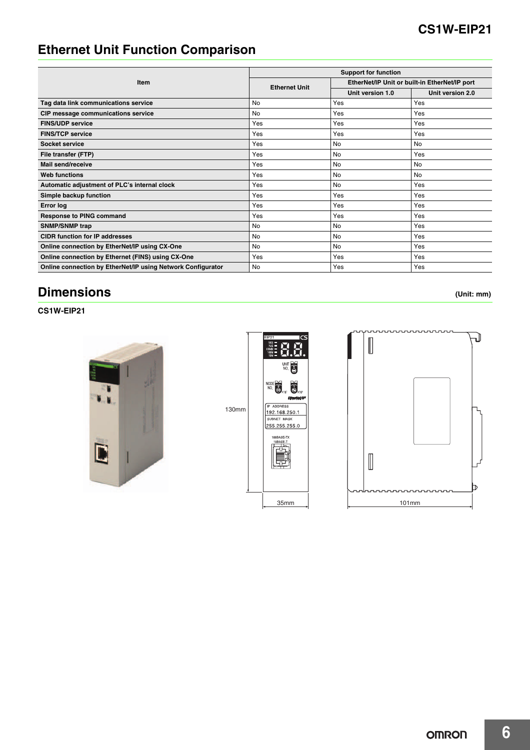## Ethernet Unit Function Comparison

| Item | Support for function | | |
|---|---|---|---|
| | Ethernet Unit | EtherNet/IP Unit or built-in EtherNet/IP port | |
| | | Unit version 1.0 | Unit version 2.0 |
| **Tag data link communications service** | No | Yes | Yes |
| **CIP message communications service** | No | Yes | Yes |
| **FINS/UDP service** | Yes | Yes | Yes |
| **FINS/TCP service** | Yes | Yes | Yes |
| **Socket service** | Yes | No | No |
| **File transfer (FTP)** | Yes | No | Yes |
| **Mail send/receive** | Yes | No | No |
| **Web functions** | Yes | No | No |
| **Automatic adjustment of PLC's internal clock** | Yes | No | Yes |
| **Simple backup function** | Yes | Yes | Yes |
| **Error log** | Yes | Yes | Yes |
| **Response to PING command** | Yes | Yes | Yes |
| **SNMP/SNMP trap** | No | No | Yes |
| **CIDR function for IP addresses** | No | No | Yes |
| **Online connection by EtherNet/IP using CX-One** | No | No | Yes |
| **Online connection by Ethernet (FINS) using CX-One** | Yes | Yes | Yes |
| **Online connection by EtherNet/IP using Network Configurator** | No | Yes | Yes |

## Dimensions

**(Unit: mm)**

**CS1W-EIP21**

130mm

35mm

101mm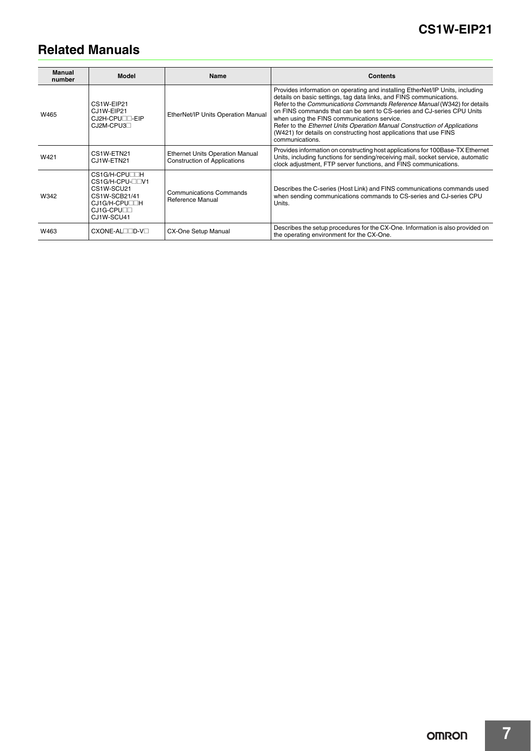## Related Manuals

| Manual number | Model | Name | Contents |
|---|---|---|---|
| W465 | CS1W-EIP21<br>CJ1W-EIP21<br>CJ2H-CPU□□-EIP<br>CJ2M-CPU3□ | EtherNet/IP Units Operation Manual | Provides information on operating and installing EtherNet/IP Units, including details on basic settings, tag data links, and FINS communications.<br>Refer to the *Communications Commands Reference Manual* (W342) for details on FINS commands that can be sent to CS-series and CJ-series CPU Units when using the FINS communications service.<br>Refer to the *Ethernet Units Operation Manual Construction of Applications* (W421) for details on constructing host applications that use FINS communications. |
| W421 | CS1W-ETN21<br>CJ1W-ETN21 | Ethernet Units Operation Manual Construction of Applications | Provides information on constructing host applications for 100Base-TX Ethernet Units, including functions for sending/receiving mail, socket service, automatic clock adjustment, FTP server functions, and FINS communications. |
| W342 | CS1G/H-CPU□□H<br>CS1G/H-CPU-□□V1<br>CS1W-SCU21<br>CS1W-SCB21/41<br>CJ1G/H-CPU□□H<br>CJ1G-CPU□□<br>CJ1W-SCU41 | Communications Commands Reference Manual | Describes the C-series (Host Link) and FINS communications commands used when sending communications commands to CS-series and CJ-series CPU Units. |
| W463 | CXONE-AL□□D-V□ | CX-One Setup Manual | Describes the setup procedures for the CX-One. Information is also provided on the operating environment for the CX-One. |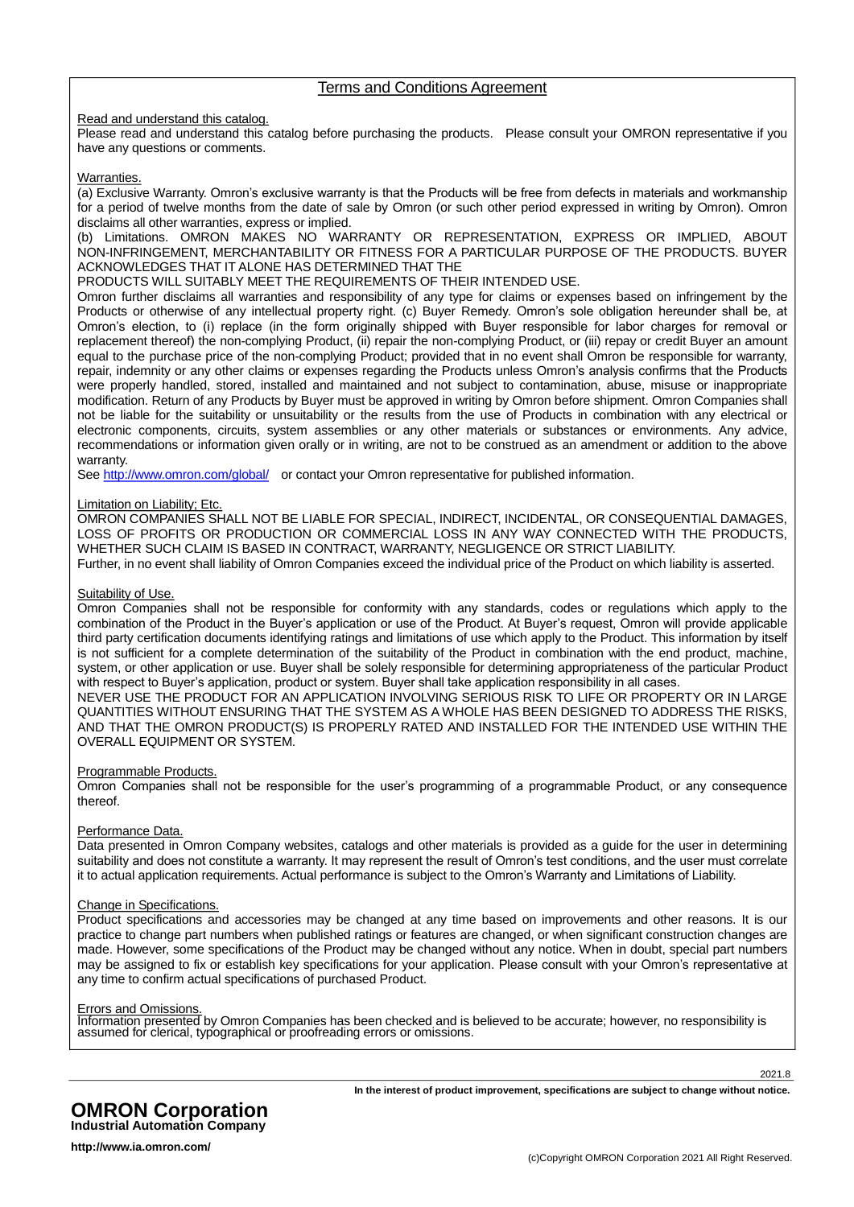## Terms and Conditions Agreement

Read and understand this catalog.
Please read and understand this catalog before purchasing the products. Please consult your OMRON representative if you have any questions or comments.

Warranties.
(a) Exclusive Warranty. Omron's exclusive warranty is that the Products will be free from defects in materials and workmanship for a period of twelve months from the date of sale by Omron (or such other period expressed in writing by Omron). Omron disclaims all other warranties, express or implied.
(b) Limitations. OMRON MAKES NO WARRANTY OR REPRESENTATION, EXPRESS OR IMPLIED, ABOUT NON-INFRINGEMENT, MERCHANTABILITY OR FITNESS FOR A PARTICULAR PURPOSE OF THE PRODUCTS. BUYER ACKNOWLEDGES THAT IT ALONE HAS DETERMINED THAT THE PRODUCTS WILL SUITABLY MEET THE REQUIREMENTS OF THEIR INTENDED USE.
Omron further disclaims all warranties and responsibility of any type for claims or expenses based on infringement by the Products or otherwise of any intellectual property right. (c) Buyer Remedy. Omron's sole obligation hereunder shall be, at Omron's election, to (i) replace (in the form originally shipped with Buyer responsible for labor charges for removal or replacement thereof) the non-complying Product, (ii) repair the non-complying Product, or (iii) repay or credit Buyer an amount equal to the purchase price of the non-complying Product; provided that in no event shall Omron be responsible for warranty, repair, indemnity or any other claims or expenses regarding the Products unless Omron's analysis confirms that the Products were properly handled, stored, installed and maintained and not subject to contamination, abuse, misuse or inappropriate modification. Return of any Products by Buyer must be approved in writing by Omron before shipment. Omron Companies shall not be liable for the suitability or unsuitability or the results from the use of Products in combination with any electrical or electronic components, circuits, system assemblies or any other materials or substances or environments. Any advice, recommendations or information given orally or in writing, are not to be construed as an amendment or addition to the above warranty.
See http://www.omron.com/global/ or contact your Omron representative for published information.

Limitation on Liability; Etc.
OMRON COMPANIES SHALL NOT BE LIABLE FOR SPECIAL, INDIRECT, INCIDENTAL, OR CONSEQUENTIAL DAMAGES, LOSS OF PROFITS OR PRODUCTION OR COMMERCIAL LOSS IN ANY WAY CONNECTED WITH THE PRODUCTS, WHETHER SUCH CLAIM IS BASED IN CONTRACT, WARRANTY, NEGLIGENCE OR STRICT LIABILITY.
Further, in no event shall liability of Omron Companies exceed the individual price of the Product on which liability is asserted.

Suitability of Use.
Omron Companies shall not be responsible for conformity with any standards, codes or regulations which apply to the combination of the Product in the Buyer's application or use of the Product. At Buyer's request, Omron will provide applicable third party certification documents identifying ratings and limitations of use which apply to the Product. This information by itself is not sufficient for a complete determination of the suitability of the Product in combination with the end product, machine, system, or other application or use. Buyer shall be solely responsible for determining appropriateness of the particular Product with respect to Buyer's application, product or system. Buyer shall take application responsibility in all cases.
NEVER USE THE PRODUCT FOR AN APPLICATION INVOLVING SERIOUS RISK TO LIFE OR PROPERTY OR IN LARGE QUANTITIES WITHOUT ENSURING THAT THE SYSTEM AS A WHOLE HAS BEEN DESIGNED TO ADDRESS THE RISKS, AND THAT THE OMRON PRODUCT(S) IS PROPERLY RATED AND INSTALLED FOR THE INTENDED USE WITHIN THE OVERALL EQUIPMENT OR SYSTEM.

Programmable Products.
Omron Companies shall not be responsible for the user's programming of a programmable Product, or any consequence thereof.

Performance Data.
Data presented in Omron Company websites, catalogs and other materials is provided as a guide for the user in determining suitability and does not constitute a warranty. It may represent the result of Omron's test conditions, and the user must correlate it to actual application requirements. Actual performance is subject to the Omron's Warranty and Limitations of Liability.

Change in Specifications.
Product specifications and accessories may be changed at any time based on improvements and other reasons. It is our practice to change part numbers when published ratings or features are changed, or when significant construction changes are made. However, some specifications of the Product may be changed without any notice. When in doubt, special part numbers may be assigned to fix or establish key specifications for your application. Please consult with your Omron's representative at any time to confirm actual specifications of purchased Product.

Errors and Omissions.
Information presented by Omron Companies has been checked and is believed to be accurate; however, no responsibility is assumed for clerical, typographical or proofreading errors or omissions.

2021.8

**In the interest of product improvement, specifications are subject to change without notice.**

**OMRON Corporation**
**Industrial Automation Company**

**http://www.ia.omron.com/**

(c)Copyright OMRON Corporation 2021 All Right Reserved.